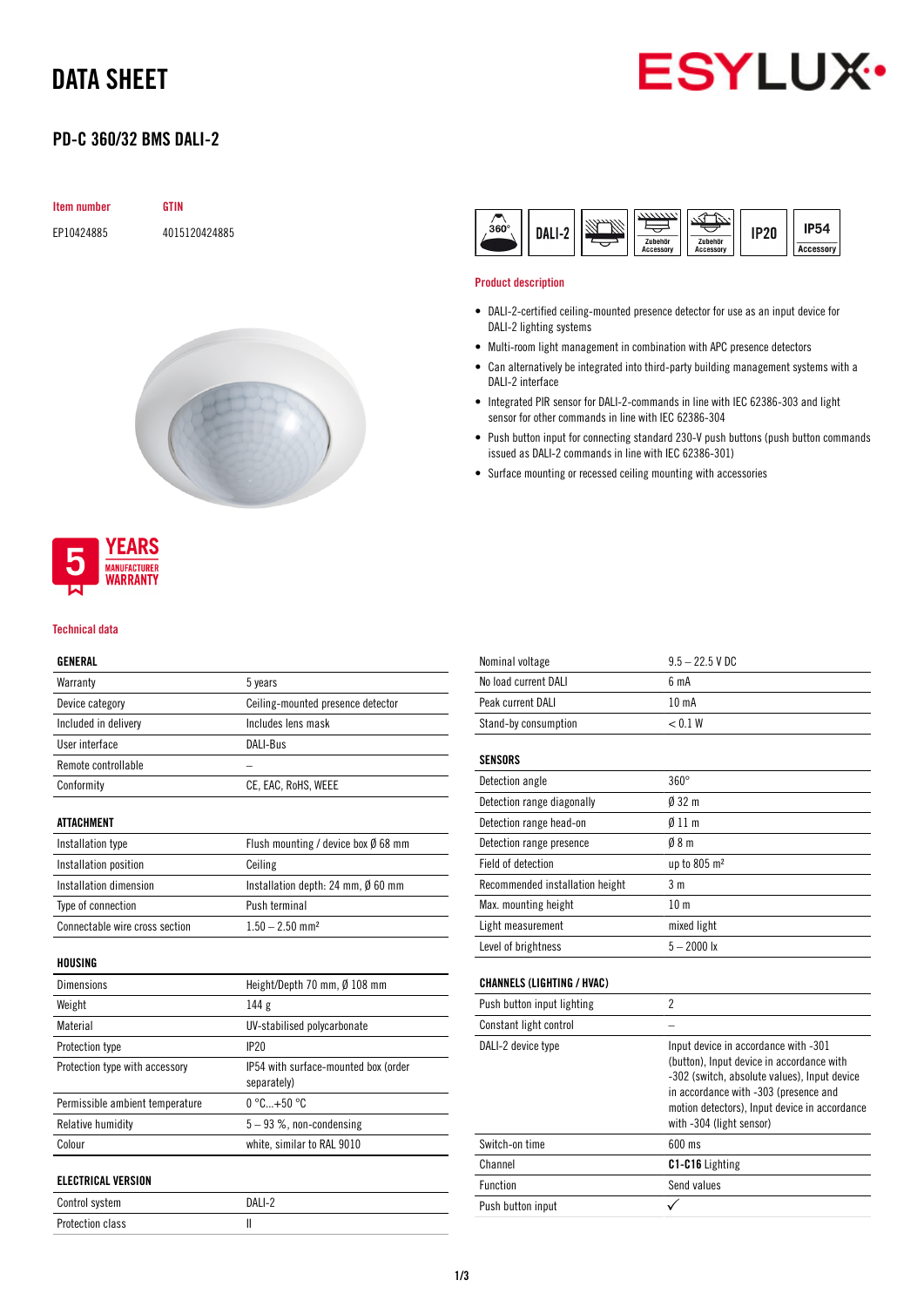# DATA SHEET

## PD-C 360/32 BMS DALI-2

| Item number | GTIN |
|---|---|
| EP10424885 | 4015120424885 |

360° | DALI-2 | Zubehör Accessory | Zubehör Accessory | IP20 | IP54 Accessory

### Product description

- DALI-2-certified ceiling-mounted presence detector for use as an input device for DALI-2 lighting systems
- Multi-room light management in combination with APC presence detectors
- Can alternatively be integrated into third-party building management systems with a DALI-2 interface
- Integrated PIR sensor for DALI-2-commands in line with IEC 62386-303 and light sensor for other commands in line with IEC 62386-304
- Push button input for connecting standard 230-V push buttons (push button commands issued as DALI-2 commands in line with IEC 62386-301)
- Surface mounting or recessed ceiling mounting with accessories

5 YEARS MANUFACTURER WARRANTY

### Technical data

| GENERAL | |
|---|---|
| Warranty | 5 years |
| Device category | Ceiling-mounted presence detector |
| Included in delivery | Includes lens mask |
| User interface | DALI-Bus |
| Remote controllable | – |
| Conformity | CE, EAC, RoHS, WEEE |

| ATTACHMENT | |
|---|---|
| Installation type | Flush mounting / device box Ø 68 mm |
| Installation position | Ceiling |
| Installation dimension | Installation depth: 24 mm, Ø 60 mm |
| Type of connection | Push terminal |
| Connectable wire cross section | 1.50 – 2.50 mm² |

| HOUSING | |
|---|---|
| Dimensions | Height/Depth 70 mm, Ø 108 mm |
| Weight | 144 g |
| Material | UV-stabilised polycarbonate |
| Protection type | IP20 |
| Protection type with accessory | IP54 with surface-mounted box (order separately) |
| Permissible ambient temperature | 0 °C...+50 °C |
| Relative humidity | 5 – 93 %, non-condensing |
| Colour | white, similar to RAL 9010 |

| ELECTRICAL VERSION | |
|---|---|
| Control system | DALI-2 |
| Protection class | II |
| Nominal voltage | 9.5 – 22.5 V DC |
| No load current DALI | 6 mA |
| Peak current DALI | 10 mA |
| Stand-by consumption | < 0.1 W |

| SENSORS | |
|---|---|
| Detection angle | 360° |
| Detection range diagonally | Ø 32 m |
| Detection range head-on | Ø 11 m |
| Detection range presence | Ø 8 m |
| Field of detection | up to 805 m² |
| Recommended installation height | 3 m |
| Max. mounting height | 10 m |
| Light measurement | mixed light |
| Level of brightness | 5 – 2000 lx |

| CHANNELS (LIGHTING / HVAC) | |
|---|---|
| Push button input lighting | 2 |
| Constant light control | – |
| DALI-2 device type | Input device in accordance with -301 (button), Input device in accordance with -302 (switch, absolute values), Input device in accordance with -303 (presence and motion detectors), Input device in accordance with -304 (light sensor) |
| Switch-on time | 600 ms |
| Channel | **C1-C16** Lighting |
| Function | Send values |
| Push button input | ✓ |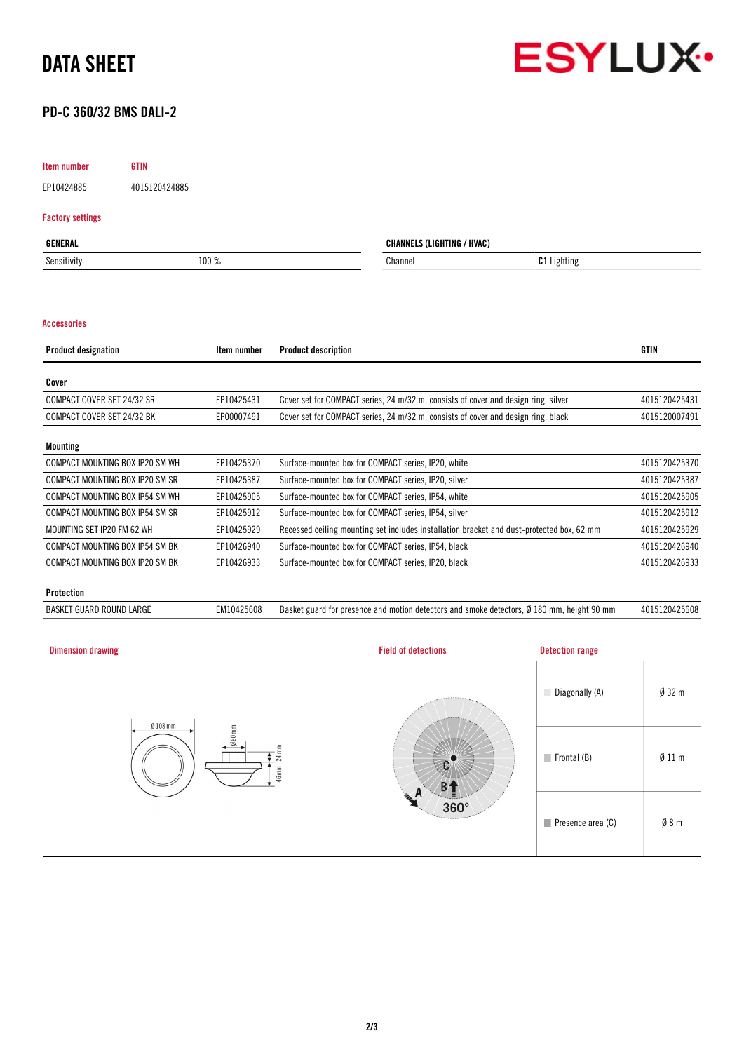# DATA SHEET

ESYLUX

## PD-C 360/32 BMS DALI-2

| Item number | GTIN |
|---|---|
| EP10424885 | 4015120424885 |

### Factory settings

| GENERAL | |
|---|---|
| Sensitivity | 100 % |

| CHANNELS (LIGHTING / HVAC) | |
|---|---|
| Channel | **C1** Lighting |

### Accessories

| Product designation | Item number | Product description | GTIN |
|---|---|---|---|
| **Cover** | | | |
| COMPACT COVER SET 24/32 SR | EP10425431 | Cover set for COMPACT series, 24 m/32 m, consists of cover and design ring, silver | 4015120425431 |
| COMPACT COVER SET 24/32 BK | EP00007491 | Cover set for COMPACT series, 24 m/32 m, consists of cover and design ring, black | 4015120007491 |
| **Mounting** | | | |
| COMPACT MOUNTING BOX IP20 SM WH | EP10425370 | Surface-mounted box for COMPACT series, IP20, white | 4015120425370 |
| COMPACT MOUNTING BOX IP20 SM SR | EP10425387 | Surface-mounted box for COMPACT series, IP20, silver | 4015120425387 |
| COMPACT MOUNTING BOX IP54 SM WH | EP10425905 | Surface-mounted box for COMPACT series, IP54, white | 4015120425905 |
| COMPACT MOUNTING BOX IP54 SM SR | EP10425912 | Surface-mounted box for COMPACT series, IP54, silver | 4015120425912 |
| MOUNTING SET IP20 FM 62 WH | EP10425929 | Recessed ceiling mounting set includes installation bracket and dust-protected box, 62 mm | 4015120425929 |
| COMPACT MOUNTING BOX IP54 SM BK | EP10426940 | Surface-mounted box for COMPACT series, IP54, black | 4015120426940 |
| COMPACT MOUNTING BOX IP20 SM BK | EP10426933 | Surface-mounted box for COMPACT series, IP20, black | 4015120426933 |
| **Protection** | | | |
| BASKET GUARD ROUND LARGE | EM10425608 | Basket guard for presence and motion detectors and smoke detectors, Ø 180 mm, height 90 mm | 4015120425608 |

### Dimension drawing

Ø 108 mm, Ø 60 mm, 24 mm, 46 mm

### Field of detections

A, B, C, 360°

### Detection range

| | |
|---|---|
| Diagonally (A) | Ø 32 m |
| Frontal (B) | Ø 11 m |
| Presence area (C) | Ø 8 m |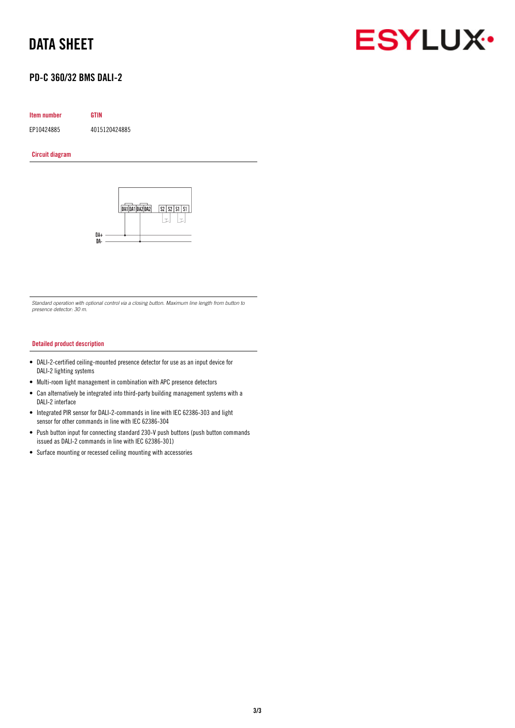# DATA SHEET

ESYLUX

## PD-C 360/32 BMS DALI-2

| Item number | GTIN |
| --- | --- |
| EP10424885 | 4015120424885 |

### Circuit diagram

DA1 DA1 DA2 DA2 S2 S2 S1 S1

DA+
DA-

*Standard operation with optional control via a closing button. Maximum line length from button to presence detector: 30 m.*

### Detailed product description

- DALI-2-certified ceiling-mounted presence detector for use as an input device for DALI-2 lighting systems
- Multi-room light management in combination with APC presence detectors
- Can alternatively be integrated into third-party building management systems with a DALI-2 interface
- Integrated PIR sensor for DALI-2-commands in line with IEC 62386-303 and light sensor for other commands in line with IEC 62386-304
- Push button input for connecting standard 230-V push buttons (push button commands issued as DALI-2 commands in line with IEC 62386-301)
- Surface mounting or recessed ceiling mounting with accessories